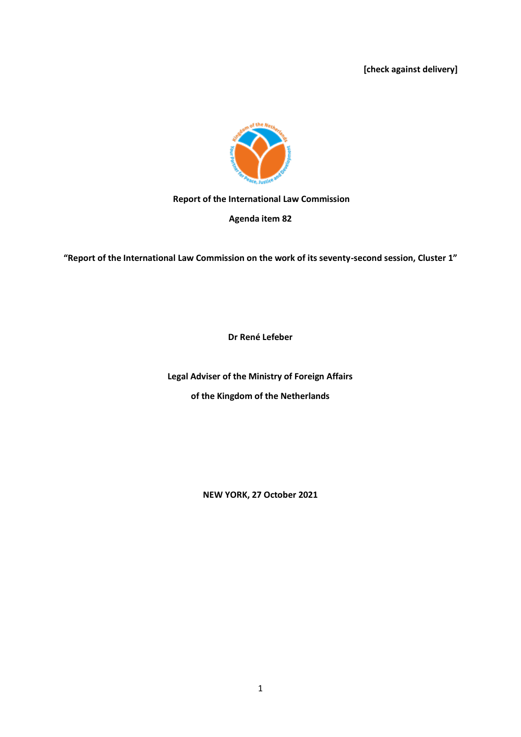**[check against delivery]**

**Report of the International Law Commission**

**Agenda item 82**

**"Report of the International Law Commission on the work of its seventy-second session, Cluster 1"**

**Dr René Lefeber**

**Legal Adviser of the Ministry of Foreign Affairs**

**of the Kingdom of the Netherlands**

**NEW YORK, 27 October 2021**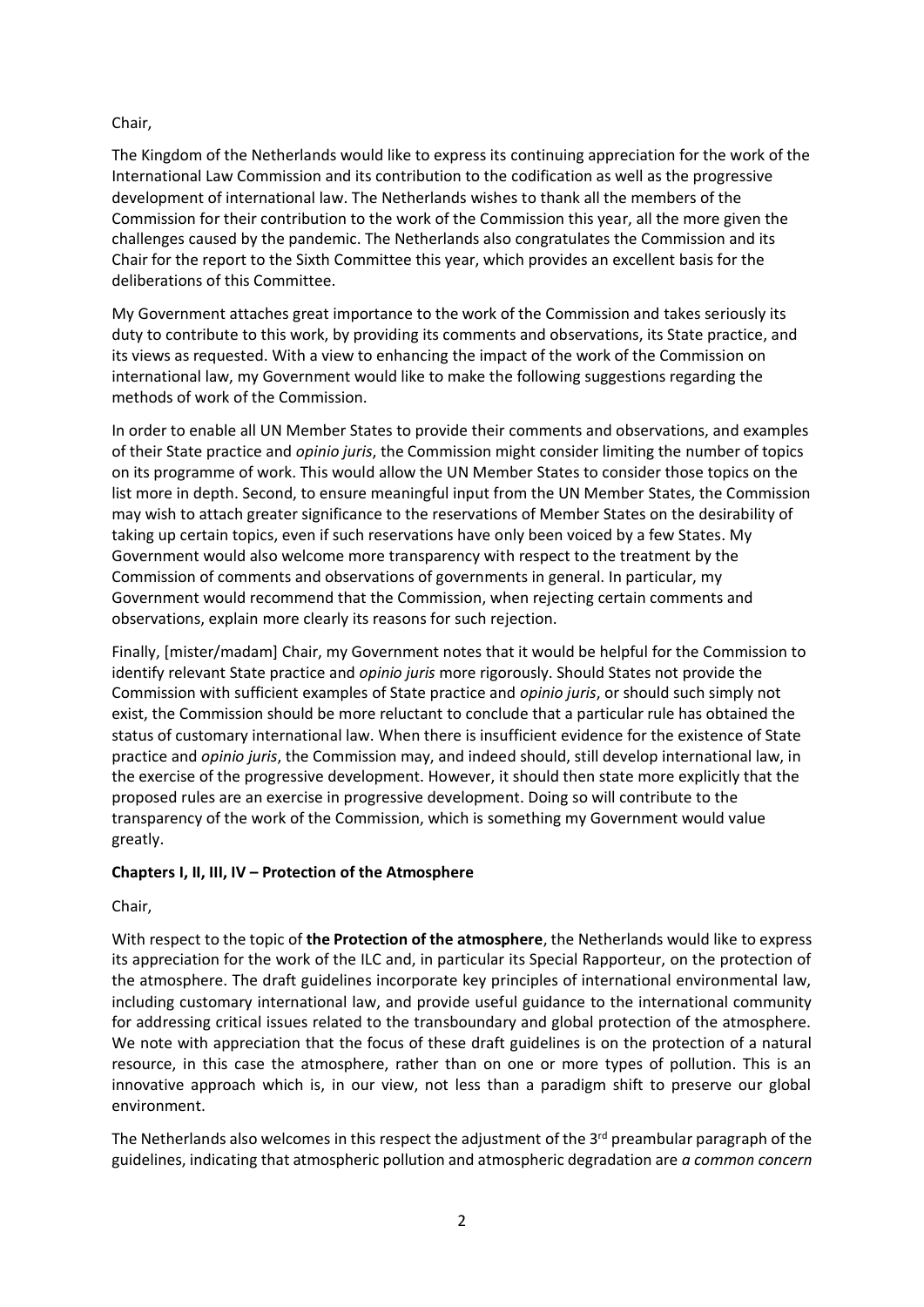Chair,

The Kingdom of the Netherlands would like to express its continuing appreciation for the work of the International Law Commission and its contribution to the codification as well as the progressive development of international law. The Netherlands wishes to thank all the members of the Commission for their contribution to the work of the Commission this year, all the more given the challenges caused by the pandemic. The Netherlands also congratulates the Commission and its Chair for the report to the Sixth Committee this year, which provides an excellent basis for the deliberations of this Committee.

My Government attaches great importance to the work of the Commission and takes seriously its duty to contribute to this work, by providing its comments and observations, its State practice, and its views as requested. With a view to enhancing the impact of the work of the Commission on international law, my Government would like to make the following suggestions regarding the methods of work of the Commission.

In order to enable all UN Member States to provide their comments and observations, and examples of their State practice and *opinio juris*, the Commission might consider limiting the number of topics on its programme of work. This would allow the UN Member States to consider those topics on the list more in depth. Second, to ensure meaningful input from the UN Member States, the Commission may wish to attach greater significance to the reservations of Member States on the desirability of taking up certain topics, even if such reservations have only been voiced by a few States. My Government would also welcome more transparency with respect to the treatment by the Commission of comments and observations of governments in general. In particular, my Government would recommend that the Commission, when rejecting certain comments and observations, explain more clearly its reasons for such rejection.

Finally, [mister/madam] Chair, my Government notes that it would be helpful for the Commission to identify relevant State practice and *opinio juris* more rigorously. Should States not provide the Commission with sufficient examples of State practice and *opinio juris*, or should such simply not exist, the Commission should be more reluctant to conclude that a particular rule has obtained the status of customary international law. When there is insufficient evidence for the existence of State practice and *opinio juris*, the Commission may, and indeed should, still develop international law, in the exercise of the progressive development. However, it should then state more explicitly that the proposed rules are an exercise in progressive development. Doing so will contribute to the transparency of the work of the Commission, which is something my Government would value greatly.

**Chapters I, II, III, IV – Protection of the Atmosphere**

Chair,

With respect to the topic of **the Protection of the atmosphere**, the Netherlands would like to express its appreciation for the work of the ILC and, in particular its Special Rapporteur, on the protection of the atmosphere. The draft guidelines incorporate key principles of international environmental law, including customary international law, and provide useful guidance to the international community for addressing critical issues related to the transboundary and global protection of the atmosphere. We note with appreciation that the focus of these draft guidelines is on the protection of a natural resource, in this case the atmosphere, rather than on one or more types of pollution. This is an innovative approach which is, in our view, not less than a paradigm shift to preserve our global environment.

The Netherlands also welcomes in this respect the adjustment of the 3rd preambular paragraph of the guidelines, indicating that atmospheric pollution and atmospheric degradation are *a common concern*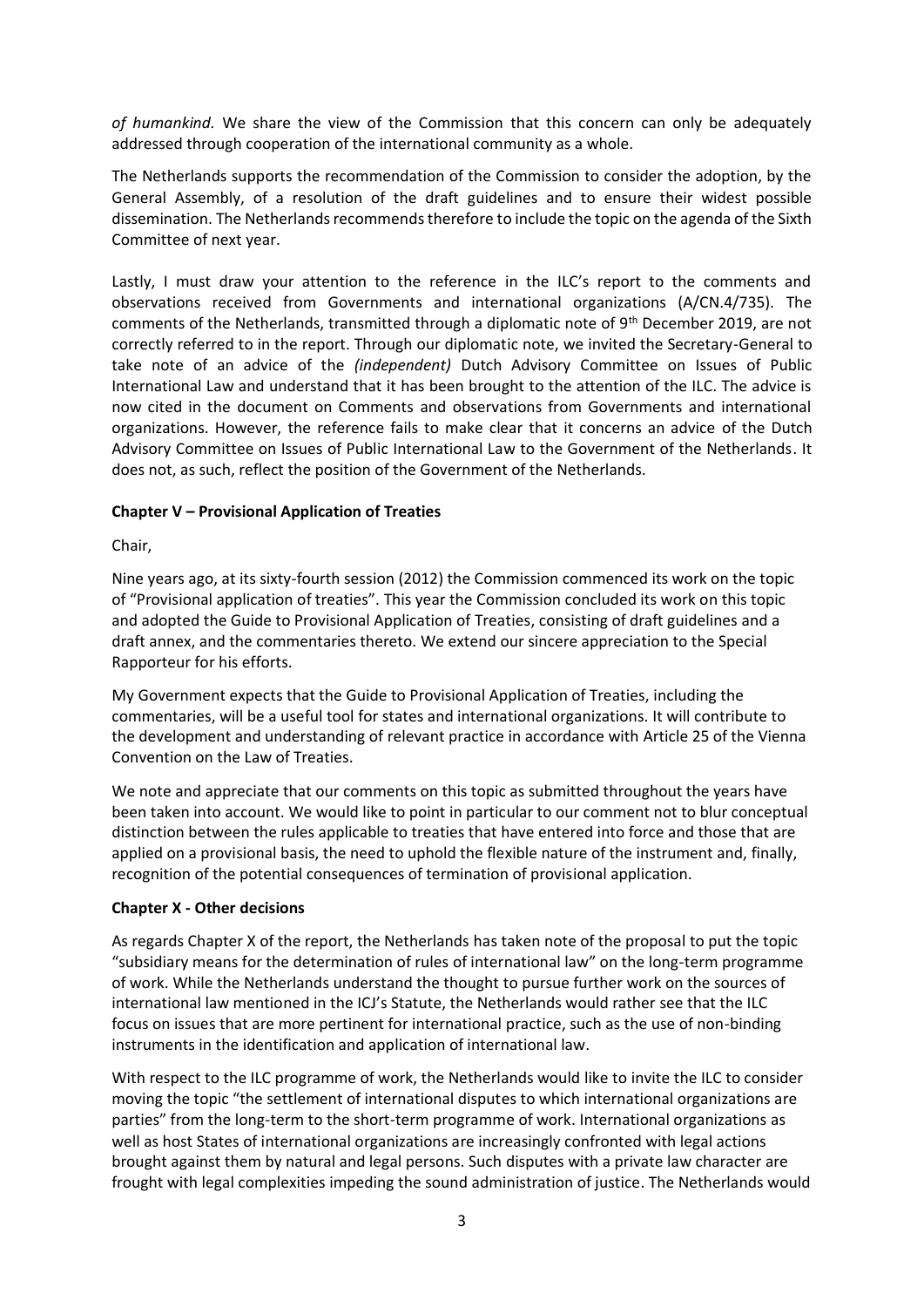*of humankind.* We share the view of the Commission that this concern can only be adequately addressed through cooperation of the international community as a whole.

The Netherlands supports the recommendation of the Commission to consider the adoption, by the General Assembly, of a resolution of the draft guidelines and to ensure their widest possible dissemination. The Netherlands recommends therefore to include the topic on the agenda of the Sixth Committee of next year.

Lastly, I must draw your attention to the reference in the ILC's report to the comments and observations received from Governments and international organizations (A/CN.4/735). The comments of the Netherlands, transmitted through a diplomatic note of 9th December 2019, are not correctly referred to in the report. Through our diplomatic note, we invited the Secretary-General to take note of an advice of the *(independent)* Dutch Advisory Committee on Issues of Public International Law and understand that it has been brought to the attention of the ILC. The advice is now cited in the document on Comments and observations from Governments and international organizations. However, the reference fails to make clear that it concerns an advice of the Dutch Advisory Committee on Issues of Public International Law to the Government of the Netherlands. It does not, as such, reflect the position of the Government of the Netherlands.

**Chapter V – Provisional Application of Treaties**

Chair,

Nine years ago, at its sixty-fourth session (2012) the Commission commenced its work on the topic of "Provisional application of treaties". This year the Commission concluded its work on this topic and adopted the Guide to Provisional Application of Treaties, consisting of draft guidelines and a draft annex, and the commentaries thereto. We extend our sincere appreciation to the Special Rapporteur for his efforts.

My Government expects that the Guide to Provisional Application of Treaties, including the commentaries, will be a useful tool for states and international organizations. It will contribute to the development and understanding of relevant practice in accordance with Article 25 of the Vienna Convention on the Law of Treaties.

We note and appreciate that our comments on this topic as submitted throughout the years have been taken into account. We would like to point in particular to our comment not to blur conceptual distinction between the rules applicable to treaties that have entered into force and those that are applied on a provisional basis, the need to uphold the flexible nature of the instrument and, finally, recognition of the potential consequences of termination of provisional application.

**Chapter X - Other decisions**

As regards Chapter X of the report, the Netherlands has taken note of the proposal to put the topic "subsidiary means for the determination of rules of international law" on the long-term programme of work. While the Netherlands understand the thought to pursue further work on the sources of international law mentioned in the ICJ's Statute, the Netherlands would rather see that the ILC focus on issues that are more pertinent for international practice, such as the use of non-binding instruments in the identification and application of international law.

With respect to the ILC programme of work, the Netherlands would like to invite the ILC to consider moving the topic "the settlement of international disputes to which international organizations are parties" from the long-term to the short-term programme of work. International organizations as well as host States of international organizations are increasingly confronted with legal actions brought against them by natural and legal persons. Such disputes with a private law character are frought with legal complexities impeding the sound administration of justice. The Netherlands would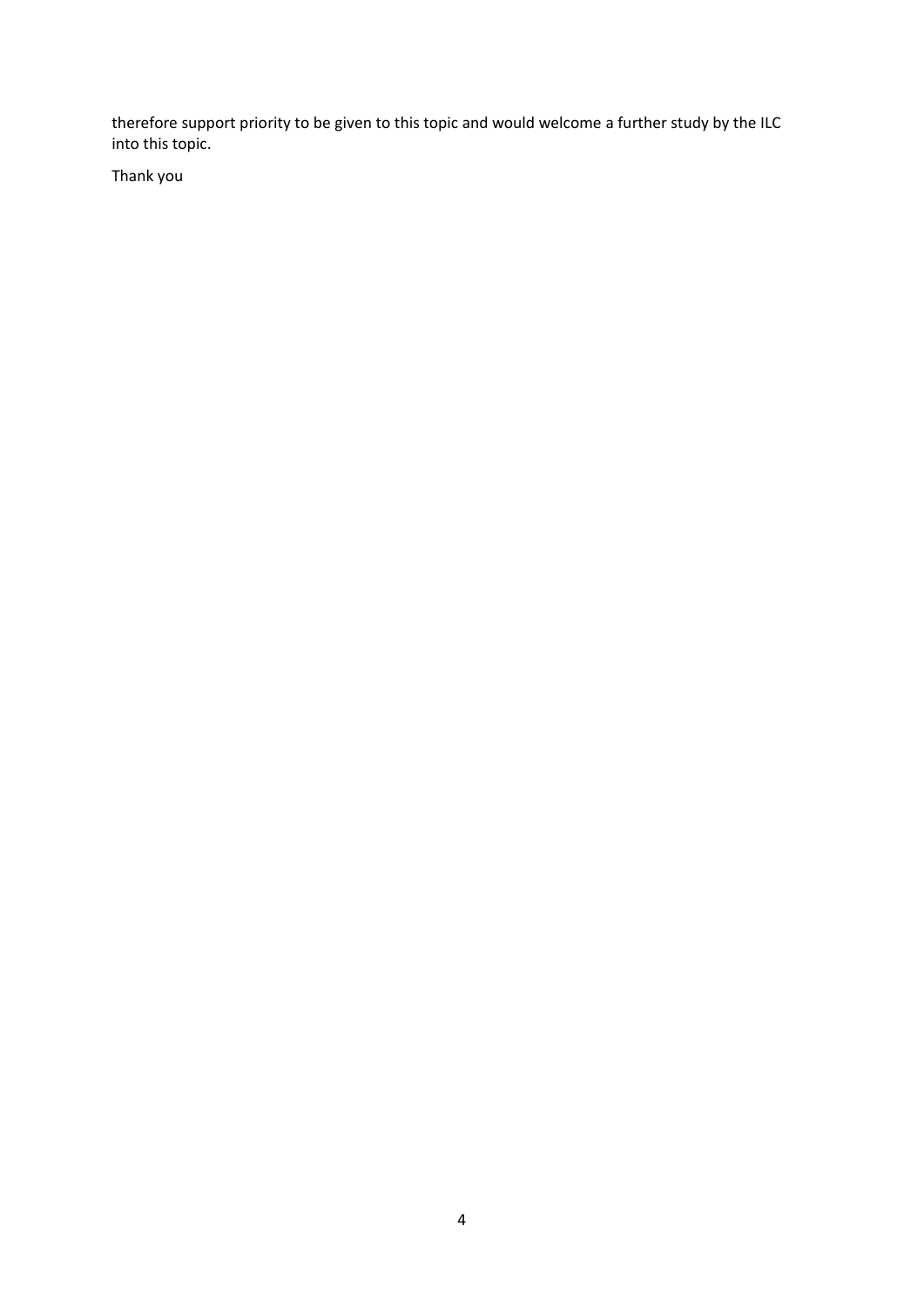therefore support priority to be given to this topic and would welcome a further study by the ILC into this topic.

Thank you